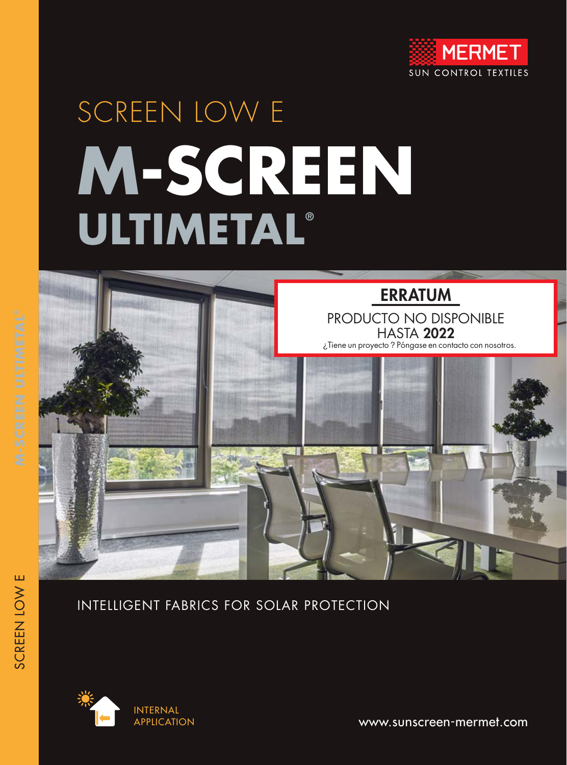MERMET

SUN CONTROL TEXTILES

# SCREEN LOW E

# M-SCREEN ULTIMETAL®

## ERRATUM

PRODUCTO NO DISPONIBLE HASTA **2022**

¿Tiene un proyecto ? Póngase en contacto con nosotros.

INTELLIGENT FABRICS FOR SOLAR PROTECTION

INTERNAL APPLICATION

www.sunscreen-mermet.com

M-SCREEN ULTIMETAL®

SCREEN LOW E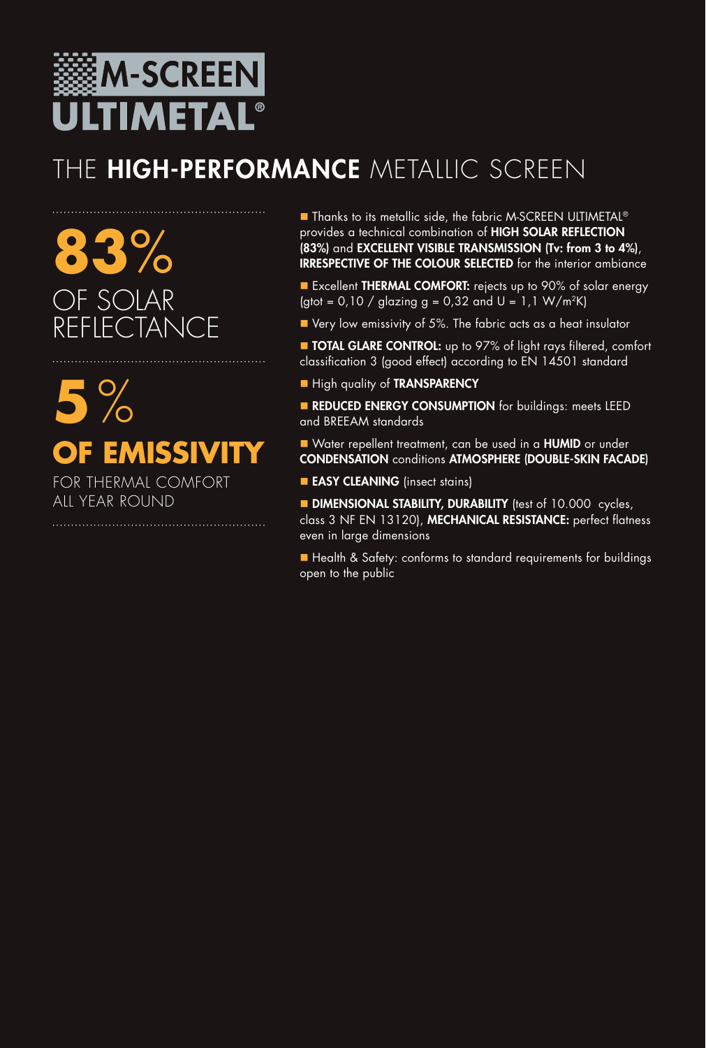# M-SCREEN ULTIMETAL®

## THE **HIGH-PERFORMANCE** METALLIC SCREEN

**83%**
OF SOLAR REFLECTANCE

**5 %**
**OF EMISSIVITY**
FOR THERMAL COMFORT ALL YEAR ROUND

- Thanks to its metallic side, the fabric M-SCREEN ULTIMETAL® provides a technical combination of **HIGH SOLAR REFLECTION (83%)** and **EXCELLENT VISIBLE TRANSMISSION (Tv: from 3 to 4%)**, **IRRESPECTIVE OF THE COLOUR SELECTED** for the interior ambiance
- Excellent **THERMAL COMFORT:** rejects up to 90% of solar energy (gtot = 0,10 / glazing g = 0,32 and U = 1,1 W/m²K)
- Very low emissivity of 5%. The fabric acts as a heat insulator
- **TOTAL GLARE CONTROL:** up to 97% of light rays filtered, comfort classification 3 (good effect) according to EN 14501 standard
- High quality of **TRANSPARENCY**
- **REDUCED ENERGY CONSUMPTION** for buildings: meets LEED and BREEAM standards
- Water repellent treatment, can be used in a **HUMID** or under **CONDENSATION** conditions **ATMOSPHERE (DOUBLE-SKIN FACADE)**
- **EASY CLEANING** (insect stains)
- **DIMENSIONAL STABILITY, DURABILITY** (test of 10.000 cycles, class 3 NF EN 13120), **MECHANICAL RESISTANCE:** perfect flatness even in large dimensions
- Health & Safety: conforms to standard requirements for buildings open to the public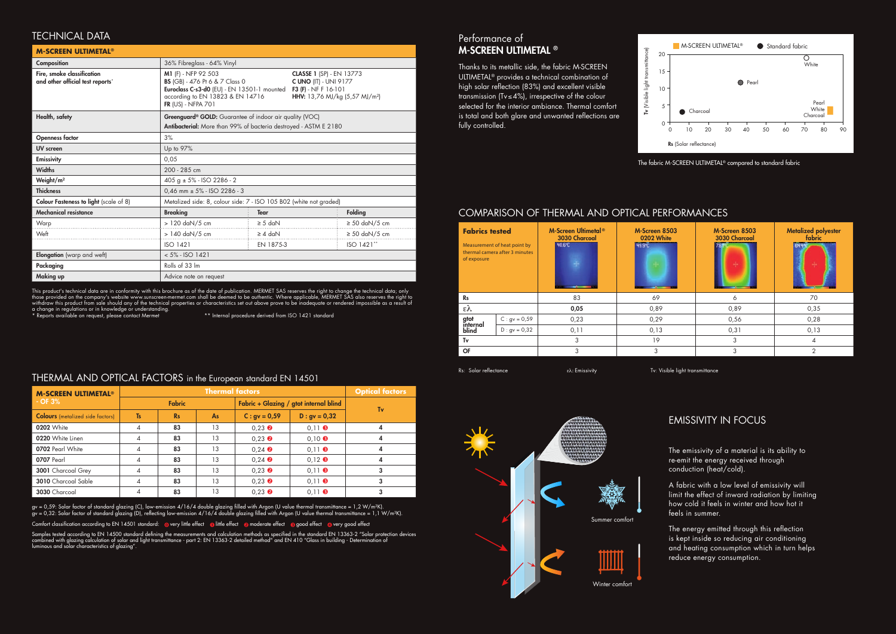# TECHNICAL DATA

| M-SCREEN ULTIMETAL® | | | |
|---|---|---|---|
| **Composition** | 36% Fibreglass - 64% Vinyl | | |
| **Fire, smoke classification and other official test reports*** | **M1** (F) - NFP 92 503<br>**BS** (GB) - 476 Pt 6 & 7 Class 0<br>**Euroclass C-s3-d0** (EU) - EN 13501-1 mounted according to EN 13823 & EN 14716<br>**FR** (US) - NFPA 701 | **CLASSE 1** (SP) - EN 13773<br>**C UNO** (IT) - UNI 9177<br>**F3 (F)** - NF F 16-101<br>**HHV:** 13,76 MJ/kg (5,57 MJ/m²) | |
| **Health, safety** | **Greenguard® GOLD:** Guarantee of indoor air quality (VOC)<br>**Antibacterial:** More than 99% of bacteria destroyed - ASTM E 2180 | | |
| **Openness factor** | 3% | | |
| **UV screen** | Up to 97% | | |
| **Emissivity** | 0,05 | | |
| **Widths** | 200 - 285 cm | | |
| **Weight/m²** | 405 g ± 5% - ISO 2286 - 2 | | |
| **Thickness** | 0,46 mm ± 5% - ISO 2286 - 3 | | |
| **Colour Fasteness to light** (scale of 8) | Metalized side: 8, colour side: 7 - ISO 105 B02 (white not graded) | | |
| **Mechanical resistance** | **Breaking** | **Tear** | **Folding** |
| Warp | > 120 daN/5 cm | ≥ 5 daN | ≥ 50 daN/5 cm |
| Weft | > 140 daN/5 cm | ≥ 4 daN | ≥ 50 daN/5 cm |
| | ISO 1421 | EN 1875-3 | ISO 1421** |
| **Elongation** (warp and weft) | < 5% - ISO 1421 | | |
| **Packaging** | Rolls of 33 lm | | |
| **Making up** | Advice note on request | | |

This product's technical data are in conformity with this brochure as of the date of publication. MERMET SAS reserves the right to change the technical data; only those provided on the company's website www.sunscreen-mermet.com shall be deemed to be authentic. Where applicable, MERMET SAS also reserves the right to withdraw this product from sale should any of the technical properties or characteristics set out above prove to be inadequate or rendered impossible as a result of a change in regulations or in knowledge or understanding.
* Reports available on request, please contact Mermet ** Internal procedure derived from ISO 1421 standard

# THERMAL AND OPTICAL FACTORS in the European standard EN 14501

| M-SCREEN ULTIMETAL® - OF 3% | Thermal factors | | | | | Optical factors |
|---|---|---|---|---|---|---|
| | Fabric | | | Fabric + Glazing / gtot internal blind | | Tv |
| **Colours** (metalized side factors) | Ts | Rs | As | C : gv = 0,59 | D : gv = 0,32 | |
| **0202** White | 4 | **83** | 13 | 0,23 ❷ | 0,11 ❸ | **4** |
| **0220** White Linen | 4 | **83** | 13 | 0,23 ❷ | 0,10 ❸ | **4** |
| **0702** Pearl White | 4 | **83** | 13 | 0,24 ❷ | 0,11 ❸ | **4** |
| **0707** Pearl | 4 | **83** | 13 | 0,24 ❷ | 0,12 ❸ | **4** |
| **3001** Charcoal Grey | 4 | **83** | 13 | 0,23 ❷ | 0,11 ❸ | **3** |
| **3010** Charcoal Sable | 4 | **83** | 13 | 0,23 ❷ | 0,11 ❸ | **3** |
| **3030** Charcoal | 4 | **83** | 13 | 0,23 ❷ | 0,11 ❸ | **3** |

gv = 0,59: Solar factor of standard glazing (C), low-emission 4/16/4 double glazing filled with Argon (U value thermal transmittance = 1,2 W/m²K).
gv = 0,32: Solar factor of standard glazing (D), reflecting low-emission 4/16/4 double glazing filled with Argon (U value thermal transmittance = 1,1 W/m²K).

Comfort classification according to EN 14501 standard: ⓪ very little effect ❶ little effect ❷ moderate effect ❸ good effect ❹ very good effect

Samples tested according to EN 14500 standard defining the measurements and calculation methods as specified in the standard EN 13363-2 "Solar protection devices combined with glazing calculation of solar and light transmittance - part 2: EN 13363-2 detailed method" and EN 410 "Glass in building - Determination of luminous and solar characteristics of glazing".

## Performance of M-SCREEN ULTIMETAL ®

Thanks to its metallic side, the fabric M-SCREEN ULTIMETAL® provides a technical combination of high solar reflection (83%) and excellent visible light transmission (Tv≤4%), irrespective of the colour selected for the interior ambiance. Thermal comfort is total and both glare and unwanted reflections are fully controlled.

The fabric M-SCREEN ULTIMETAL® compared to standard fabric

# COMPARISON OF THERMAL AND OPTICAL PERFORMANCES

| Fabrics tested<br>Measurement of heat point by thermal camera after 3 minutes of exposure | | M-Screen Ultimetal® 3030 Charcoal | M-Screen 8503 0202 White | M-Screen 8503 3030 Charcoal | Metalized polyester fabric |
|---|---|---|---|---|---|
| | | 40.6°C | 48.9°C | 78.1°C | 64.4°C |
| **Rs** | | 83 | 69 | 6 | 70 |
| **ελ** | | **0,05** | 0,89 | 0,89 | 0,35 |
| **gtot internal blind** | C : gv = 0,59 | 0,23 | 0,29 | 0,56 | 0,28 |
| | D : gv = 0,32 | 0,11 | 0,13 | 0,31 | 0,13 |
| **Tv** | | 3 | 19 | 3 | 4 |
| **OF** | | 3 | 3 | 3 | 2 |

Rs: Solar reflectance ελ: Emissivity Tv: Visible light transmittance

# EMISSIVITY IN FOCUS

Summer comfort

Winter comfort

The emissivity of a material is its ability to re-emit the energy received through conduction (heat/cold).

A fabric with a low level of emissivity will limit the effect of inward radiation by limiting how cold it feels in winter and how hot it feels in summer.

The energy emitted through this reflection is kept inside so reducing air conditioning and heating consumption which in turn helps reduce energy consumption.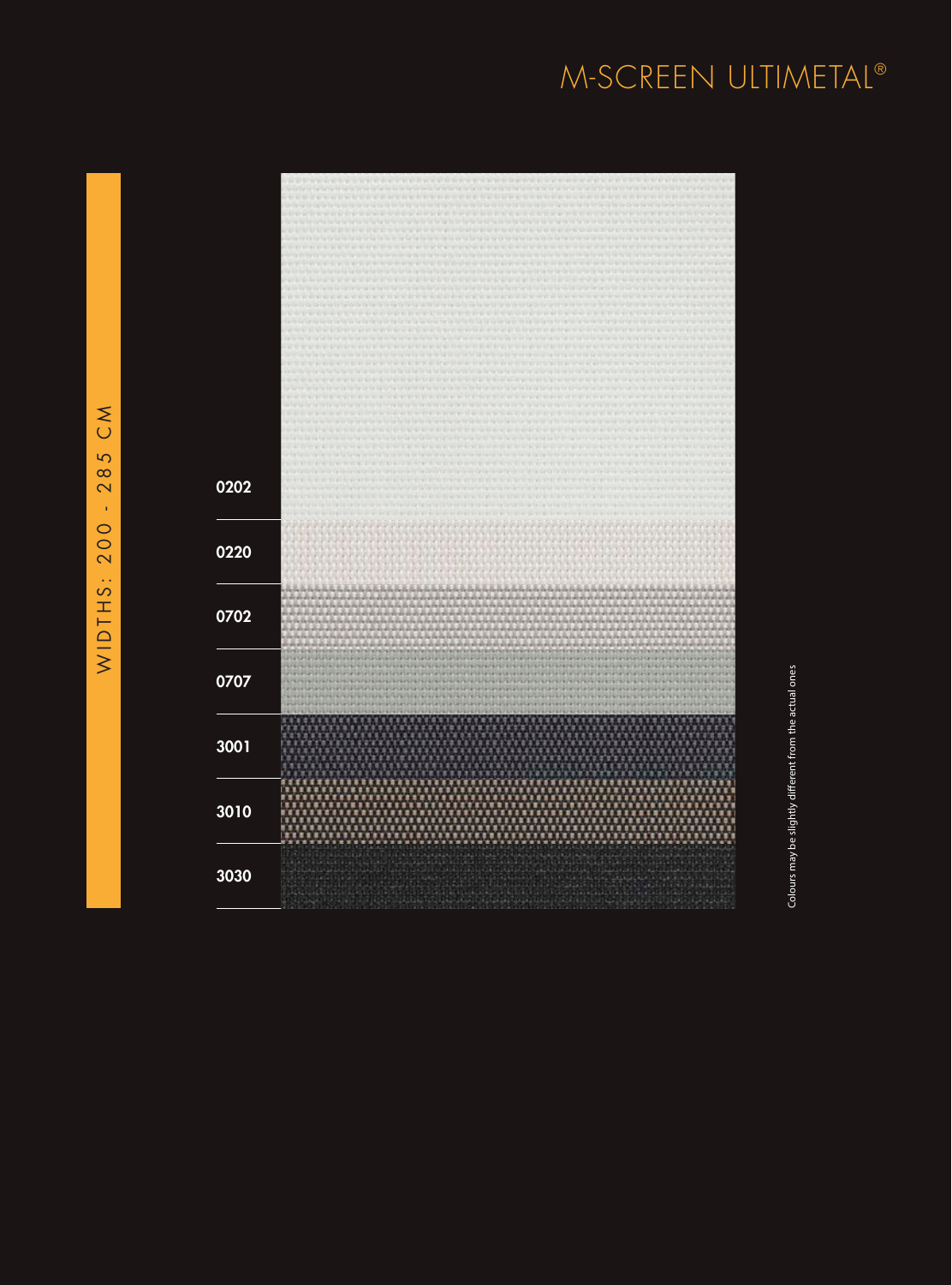# M-SCREEN ULTIMETAL®

WIDTHS: 200 - 285 CM

0202

0220

0702

0707

3001

3010

3030

Colours may be slightly different from the actual ones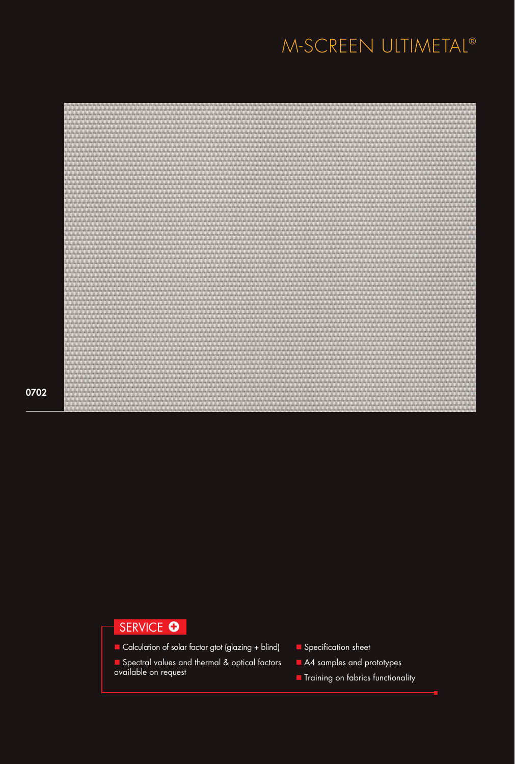# M-SCREEN ULTIMETAL®

0702

## SERVICE

- Calculation of solar factor gtot (glazing + blind)
- Spectral values and thermal & optical factors available on request
- Specification sheet
- A4 samples and prototypes
- Training on fabrics functionality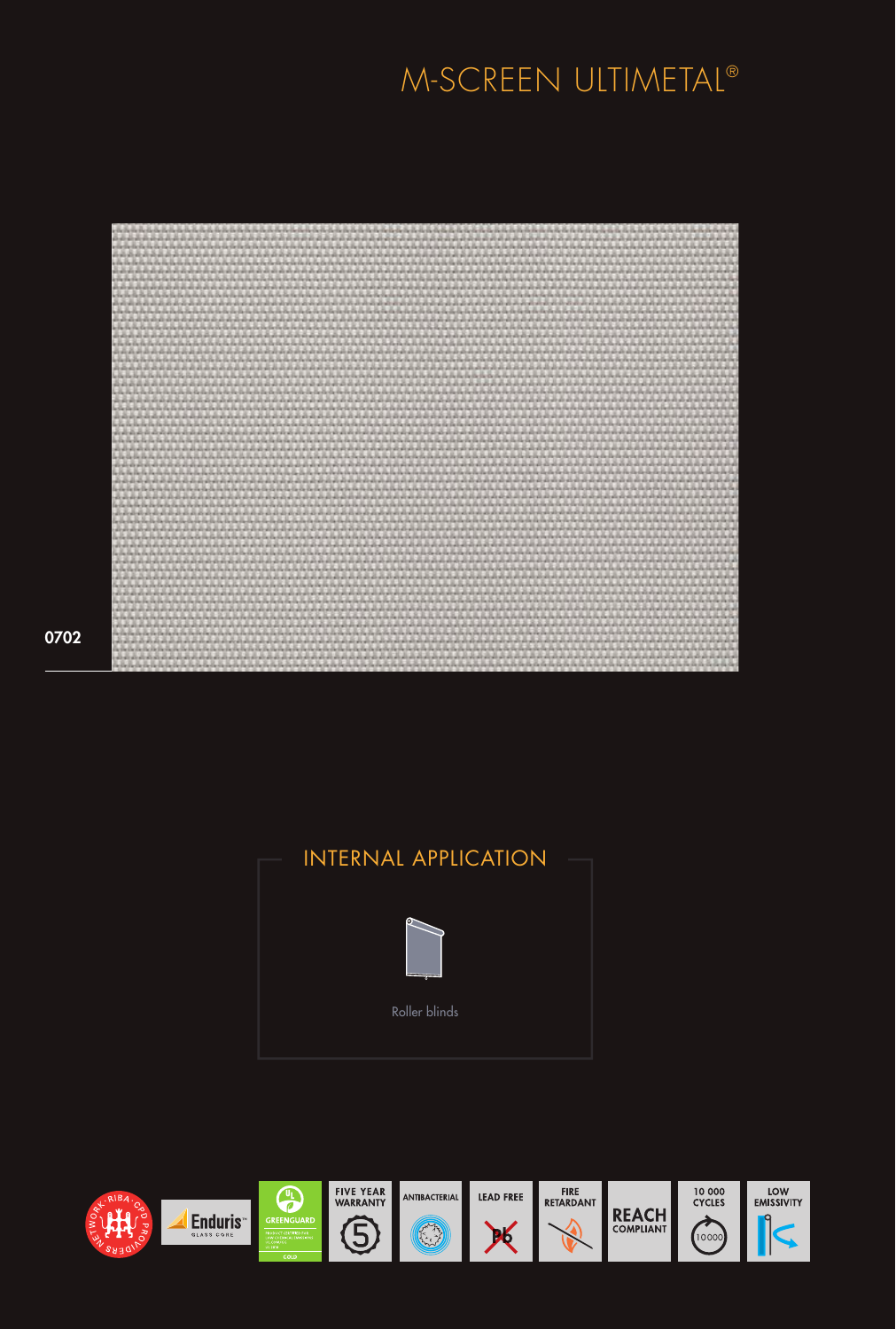# M-SCREEN ULTIMETAL®

0702

## INTERNAL APPLICATION

Roller blinds

Enduris™ GLASS CORE

GREENGUARD GOLD

FIVE YEAR WARRANTY

ANTIBACTERIAL

LEAD FREE

FIRE RETARDANT

REACH COMPLIANT

10 000 CYCLES

LOW EMISSIVITY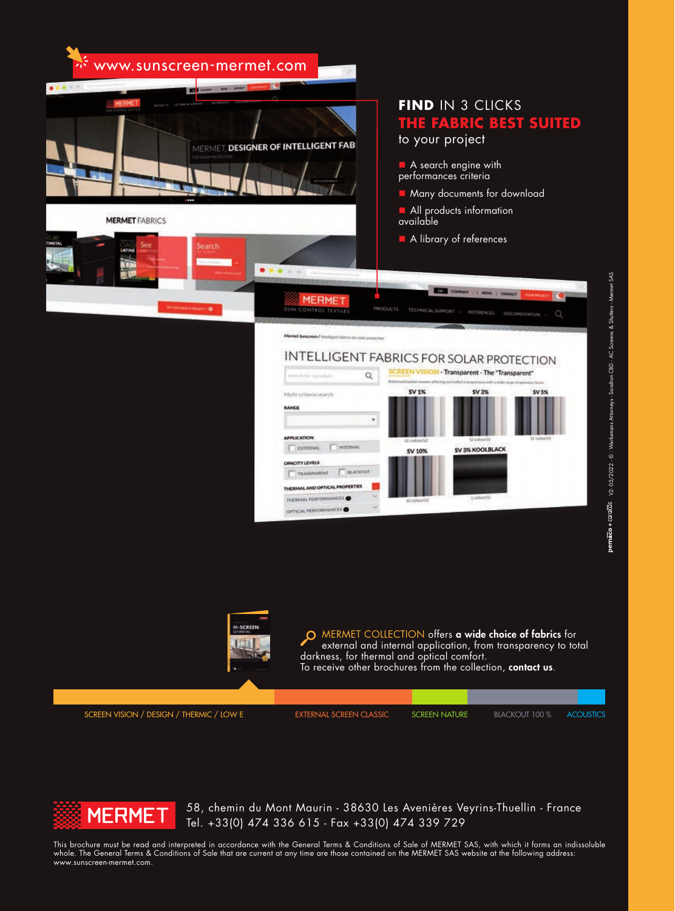www.sunscreen-mermet.com

**FIND** IN 3 CLICKS
**THE FABRIC BEST SUITED**
to your project

- A search engine with performances criteria
- Many documents for download
- All products information available
- A library of references

MERMET COLLECTION offers **a wide choice of fabrics** for external and internal application, from transparency to total darkness, for thermal and optical comfort.
To receive other brochures from the collection, **contact us**.

SCREEN VISION / DESIGN / THERMIC / LOW E
EXTERNAL SCREEN CLASSIC
SCREEN NATURE
BLACKOUT 100 %
ACOUSTICS

MERMET
58, chemin du Mont Maurin - 38630 Les Avenières Veyrins-Thuellin - France
Tel. +33(0) 474 336 615 - Fax +33(0) 474 339 729

This brochure must be read and interpreted in accordance with the General Terms & Conditions of Sale of MERMET SAS, with which it forms an indissoluble whole. The General Terms & Conditions of Sale that are current at any time are those contained on the MERMET SAS website at the following address: www.sunscreen-mermet.com.

pemaco + caractes V2 05/2022 - © : Werksmans Attorneys - Sandton CBD - AC Screens & Shutters - Mermet SAS